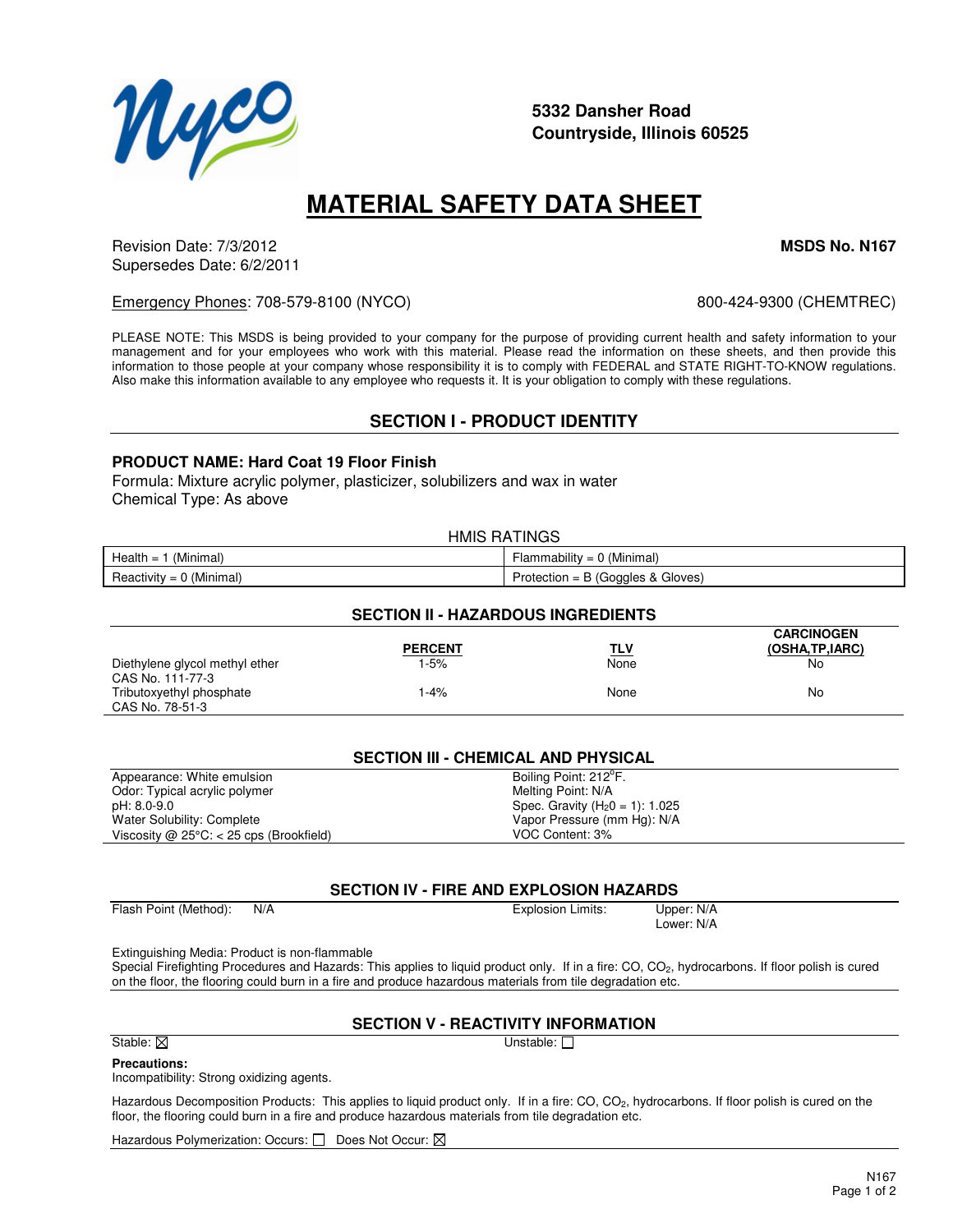5332 Dansher Road
Countryside, Illinois 60525

# MATERIAL SAFETY DATA SHEET

Revision Date: 7/3/2012
Supersedes Date: 6/2/2011

**MSDS No. N167**

Emergency Phones: 708-579-8100 (NYCO) 800-424-9300 (CHEMTREC)

PLEASE NOTE: This MSDS is being provided to your company for the purpose of providing current health and safety information to your management and for your employees who work with this material. Please read the information on these sheets, and then provide this information to those people at your company whose responsibility it is to comply with FEDERAL and STATE RIGHT-TO-KNOW regulations. Also make this information available to any employee who requests it. It is your obligation to comply with these regulations.

## SECTION I - PRODUCT IDENTITY

**PRODUCT NAME: Hard Coat 19 Floor Finish**

Formula: Mixture acrylic polymer, plasticizer, solubilizers and wax in water
Chemical Type: As above

HMIS RATINGS

| | |
|---|---|
| Health = 1 (Minimal) | Flammability = 0 (Minimal) |
| Reactivity = 0 (Minimal) | Protection = B (Goggles & Gloves) |

## SECTION II - HAZARDOUS INGREDIENTS

| | PERCENT | TLV | CARCINOGEN (OSHA,TP,IARC) |
|---|---|---|---|
| Diethylene glycol methyl ether CAS No. 111-77-3 | 1-5% | None | No |
| Tributoxyethyl phosphate CAS No. 78-51-3 | 1-4% | None | No |

## SECTION III - CHEMICAL AND PHYSICAL

| | |
|---|---|
| Appearance: White emulsion | Boiling Point: 212°F. |
| Odor: Typical acrylic polymer | Melting Point: N/A |
| pH: 8.0-9.0 | Spec. Gravity ($H_20$ = 1): 1.025 |
| Water Solubility: Complete | Vapor Pressure (mm Hg): N/A |
| Viscosity @ 25°C: < 25 cps (Brookfield) | VOC Content: 3% |

## SECTION IV - FIRE AND EXPLOSION HAZARDS

Flash Point (Method): N/A

Explosion Limits: Upper: N/A
Lower: N/A

Extinguishing Media: Product is non-flammable
Special Firefighting Procedures and Hazards: This applies to liquid product only. If in a fire: CO, $CO_2$, hydrocarbons. If floor polish is cured on the floor, the flooring could burn in a fire and produce hazardous materials from tile degradation etc.

## SECTION V - REACTIVITY INFORMATION

Stable: ☒ Unstable: ☐

**Precautions:**
Incompatibility: Strong oxidizing agents.

Hazardous Decomposition Products: This applies to liquid product only. If in a fire: CO, $CO_2$, hydrocarbons. If floor polish is cured on the floor, the flooring could burn in a fire and produce hazardous materials from tile degradation etc.

Hazardous Polymerization: Occurs: ☐ Does Not Occur: ☒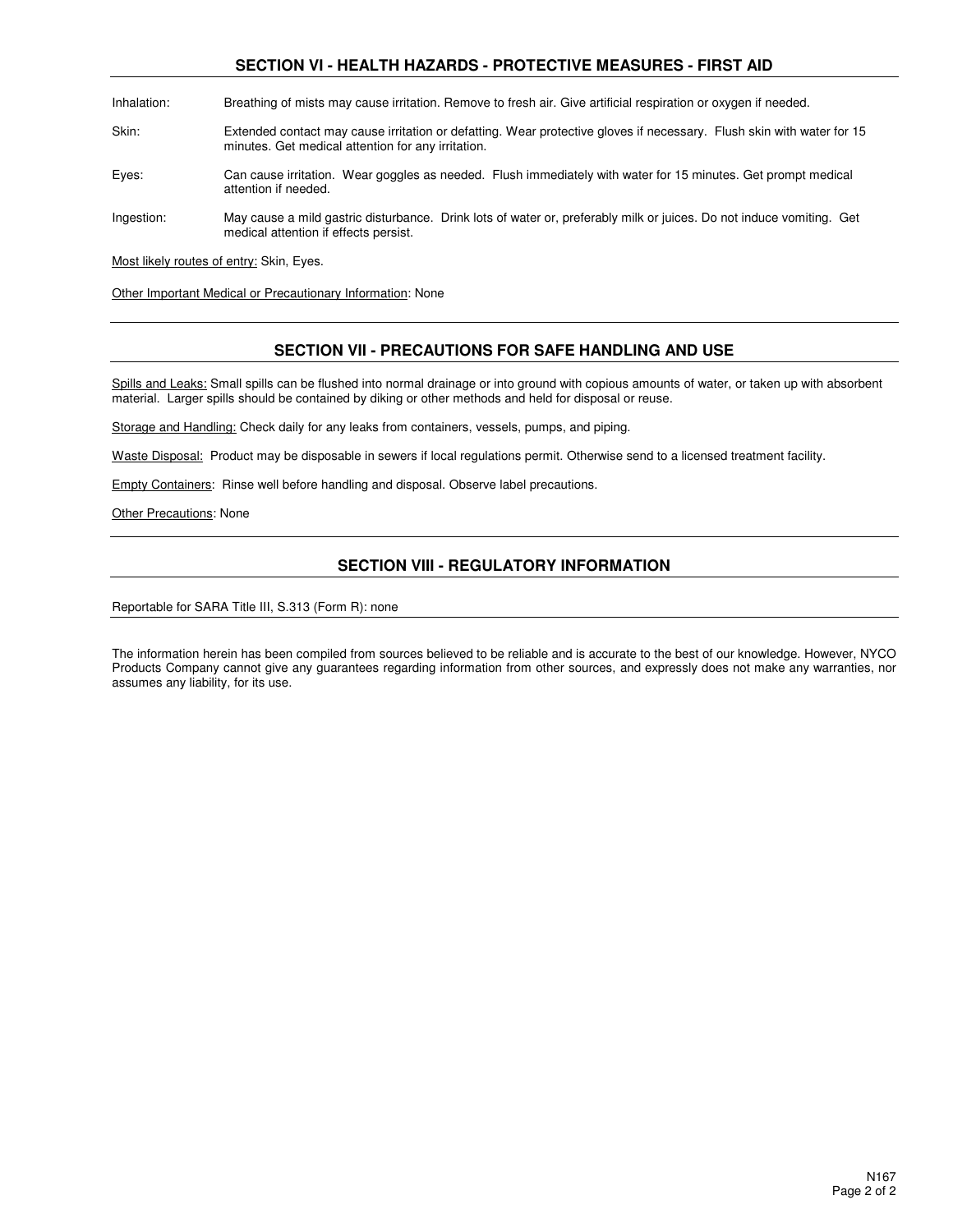## SECTION VI - HEALTH HAZARDS - PROTECTIVE MEASURES - FIRST AID

Inhalation: Breathing of mists may cause irritation. Remove to fresh air. Give artificial respiration or oxygen if needed.

Skin: Extended contact may cause irritation or defatting. Wear protective gloves if necessary. Flush skin with water for 15 minutes. Get medical attention for any irritation.

Eyes: Can cause irritation. Wear goggles as needed. Flush immediately with water for 15 minutes. Get prompt medical attention if needed.

Ingestion: May cause a mild gastric disturbance. Drink lots of water or, preferably milk or juices. Do not induce vomiting. Get medical attention if effects persist.

Most likely routes of entry: Skin, Eyes.

Other Important Medical or Precautionary Information: None

## SECTION VII - PRECAUTIONS FOR SAFE HANDLING AND USE

Spills and Leaks: Small spills can be flushed into normal drainage or into ground with copious amounts of water, or taken up with absorbent material. Larger spills should be contained by diking or other methods and held for disposal or reuse.

Storage and Handling: Check daily for any leaks from containers, vessels, pumps, and piping.

Waste Disposal: Product may be disposable in sewers if local regulations permit. Otherwise send to a licensed treatment facility.

Empty Containers: Rinse well before handling and disposal. Observe label precautions.

Other Precautions: None

## SECTION VIII - REGULATORY INFORMATION

Reportable for SARA Title III, S.313 (Form R): none

The information herein has been compiled from sources believed to be reliable and is accurate to the best of our knowledge. However, NYCO Products Company cannot give any guarantees regarding information from other sources, and expressly does not make any warranties, nor assumes any liability, for its use.

N167